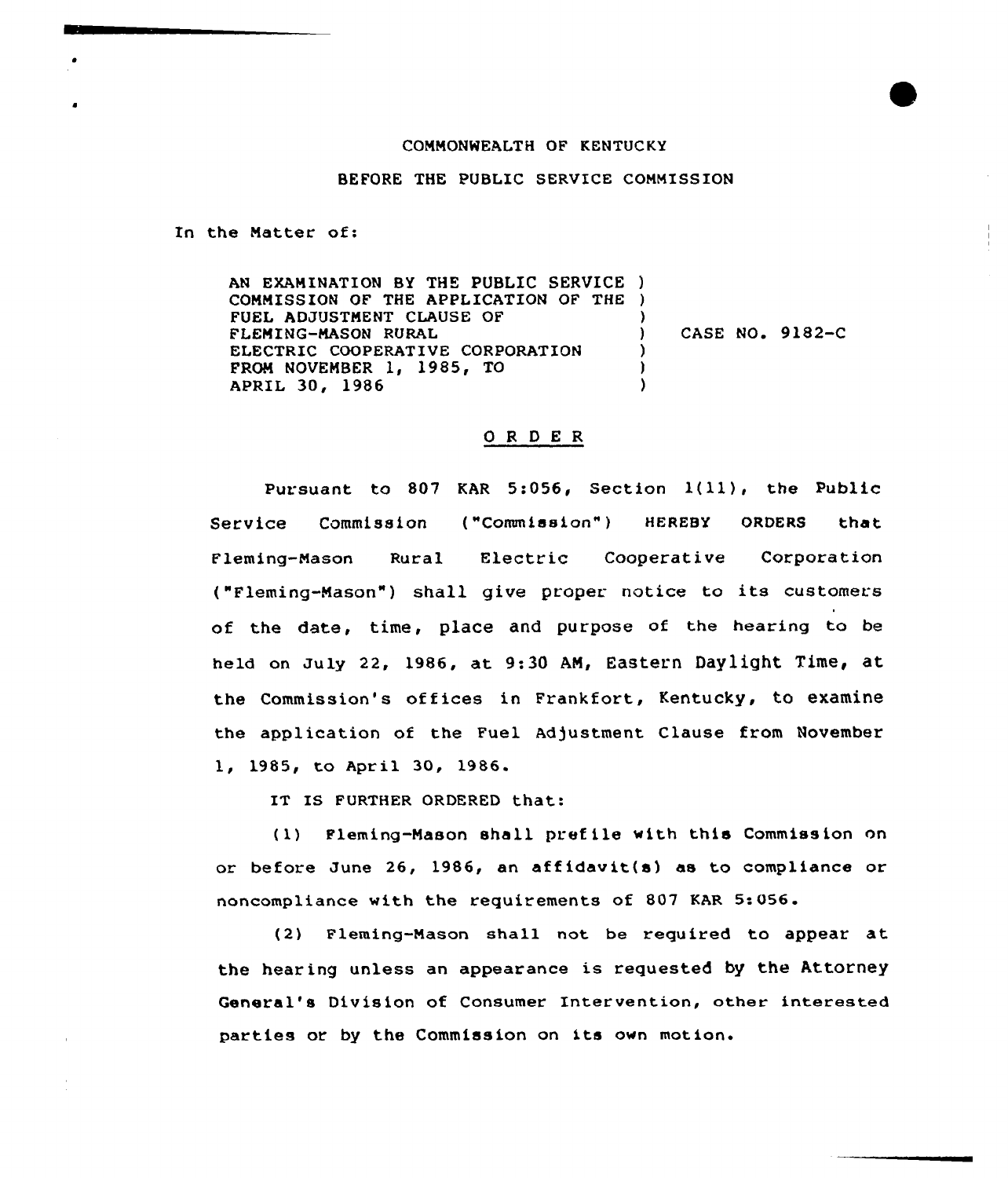COMMONWEALTH OF KENTUCKY

BEFORE THE PUBLIC SERVICE COMMISSION

In the Matter of:

AN EXAMINATION BY THE PUBLIC SERVICE COMMISSION OF THE APPLICATION OF THE FUEL ADJUSTMENT CLAUSE OF FLEMING-MASON RURAL ELECTRIC COOPERATIVE CORPORATION FROM NOVEMBER 1, 1985, TO APRIL 30, 1986

CASE NO. 9182-C

## O R D E R

Pursuant to 807 KAR 5:056, Section 1(11), the Public Service Commission ("Commission") HEREBY ORDERS that Fleming-Mason Rural Electric Cooperative Corporation ("Fleming-Mason") shall give proper notice to its customers of the date, time, place and purpose of the hearing to be held on July 22, 1986, at 9:30 AM, Eastern Daylight Time, at the Commission's offices in Frankfort, Kentucky, to examine the application of the Fuel Adjustment Clause from November 1, 1985, to April 30, 1986.

IT IS FURTHER ORDERED that:

(1) Fleming-Mason shall prefile with this Commission on or before June 26, 1986, an affidavit(s) as to compliance or noncompliance with the requirements of 807 KAR 5:056.

(2) Fleming-Mason shall not be required to appear at the hearing unless an appearance is requested by the Attorney General's Division of Consumer Intervention, other interested parties or by the Commission on its own motion.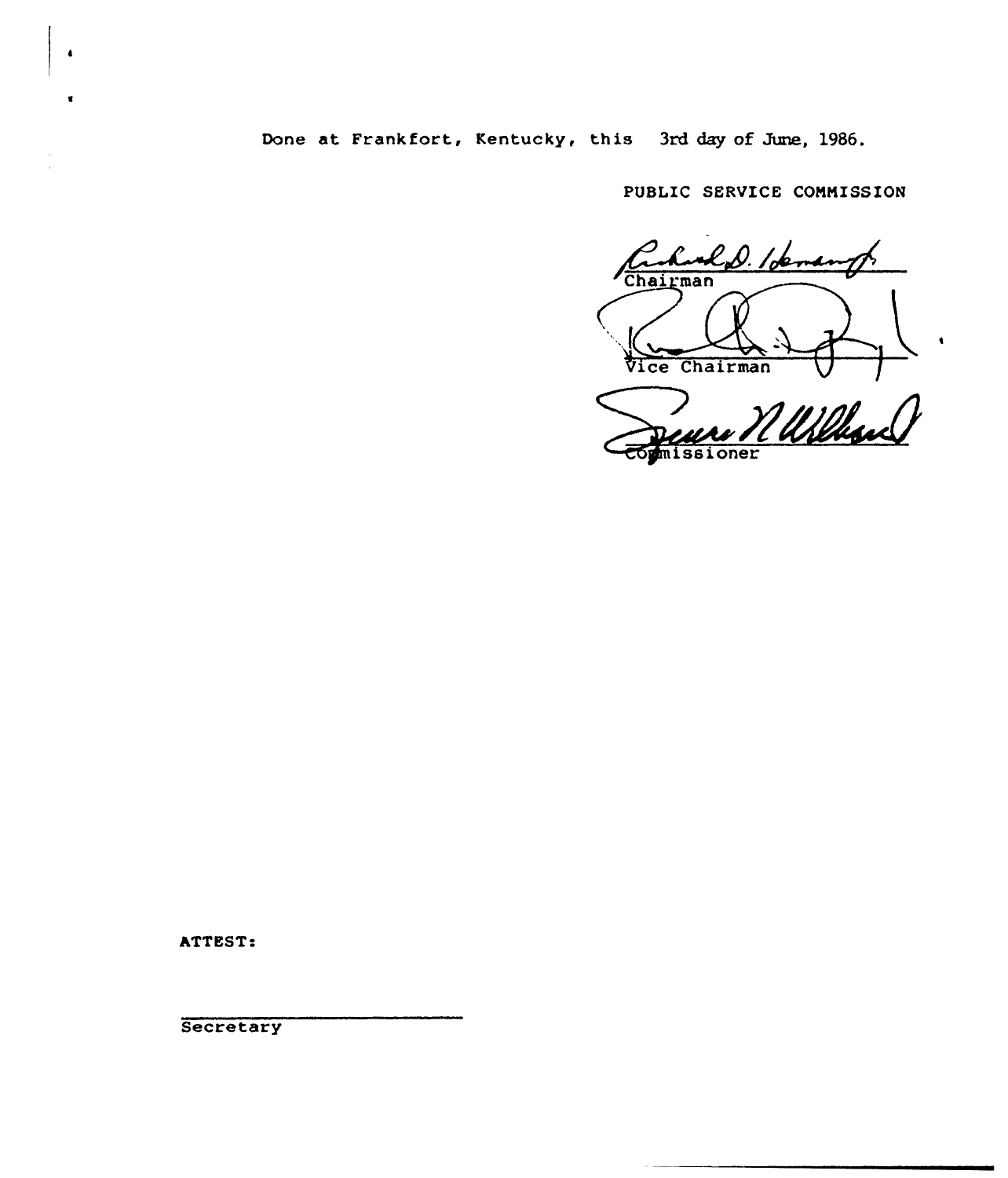Done at Frankfort, Kentucky, this 3rd day of June, 1986.

PUBLIC SERVICE COMMISSION

Chairman

Vice Chairman

Commissioner

ATTEST:

Secretary